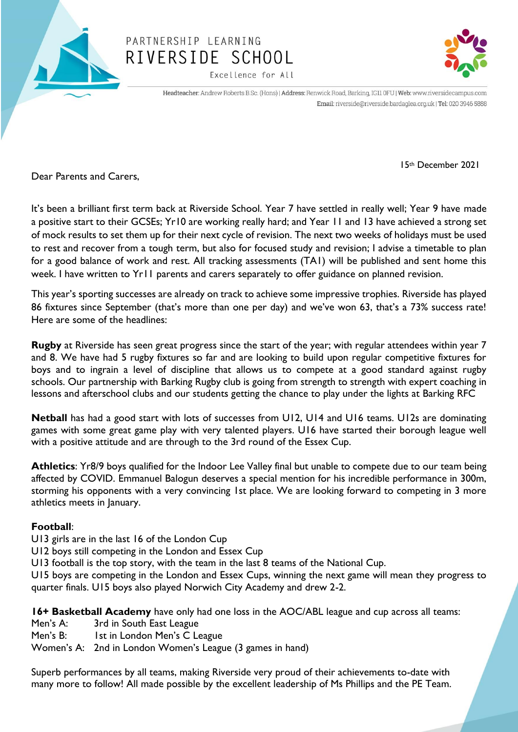PARTNERSHIP LEARNING
RIVERSIDE SCHOOL
Excellence for All

Headteacher: Andrew Roberts B.Sc. (Hons) | Address: Renwick Road, Barking, IG11 0FU | Web: www.riversidecampus.com
Email: riverside@riverside.bardaglea.org.uk | Tel: 020 3946 5888

15th December 2021

Dear Parents and Carers,

It's been a brilliant first term back at Riverside School. Year 7 have settled in really well; Year 9 have made a positive start to their GCSEs; Yr10 are working really hard; and Year 11 and 13 have achieved a strong set of mock results to set them up for their next cycle of revision. The next two weeks of holidays must be used to rest and recover from a tough term, but also for focused study and revision; I advise a timetable to plan for a good balance of work and rest. All tracking assessments (TA1) will be published and sent home this week. I have written to Yr11 parents and carers separately to offer guidance on planned revision.

This year's sporting successes are already on track to achieve some impressive trophies. Riverside has played 86 fixtures since September (that's more than one per day) and we've won 63, that's a 73% success rate! Here are some of the headlines:

**Rugby** at Riverside has seen great progress since the start of the year; with regular attendees within year 7 and 8. We have had 5 rugby fixtures so far and are looking to build upon regular competitive fixtures for boys and to ingrain a level of discipline that allows us to compete at a good standard against rugby schools. Our partnership with Barking Rugby club is going from strength to strength with expert coaching in lessons and afterschool clubs and our students getting the chance to play under the lights at Barking RFC

**Netball** has had a good start with lots of successes from U12, U14 and U16 teams. U12s are dominating games with some great game play with very talented players. U16 have started their borough league well with a positive attitude and are through to the 3rd round of the Essex Cup.

**Athletics**: Yr8/9 boys qualified for the Indoor Lee Valley final but unable to compete due to our team being affected by COVID. Emmanuel Balogun deserves a special mention for his incredible performance in 300m, storming his opponents with a very convincing 1st place. We are looking forward to competing in 3 more athletics meets in January.

**Football**:
U13 girls are in the last 16 of the London Cup
U12 boys still competing in the London and Essex Cup
U13 football is the top story, with the team in the last 8 teams of the National Cup.
U15 boys are competing in the London and Essex Cups, winning the next game will mean they progress to quarter finals. U15 boys also played Norwich City Academy and drew 2-2.

**16+ Basketball Academy** have only had one loss in the AOC/ABL league and cup across all teams:
Men's A: 3rd in South East League
Men's B: 1st in London Men's C League
Women's A: 2nd in London Women's League (3 games in hand)

Superb performances by all teams, making Riverside very proud of their achievements to-date with many more to follow! All made possible by the excellent leadership of Ms Phillips and the PE Team.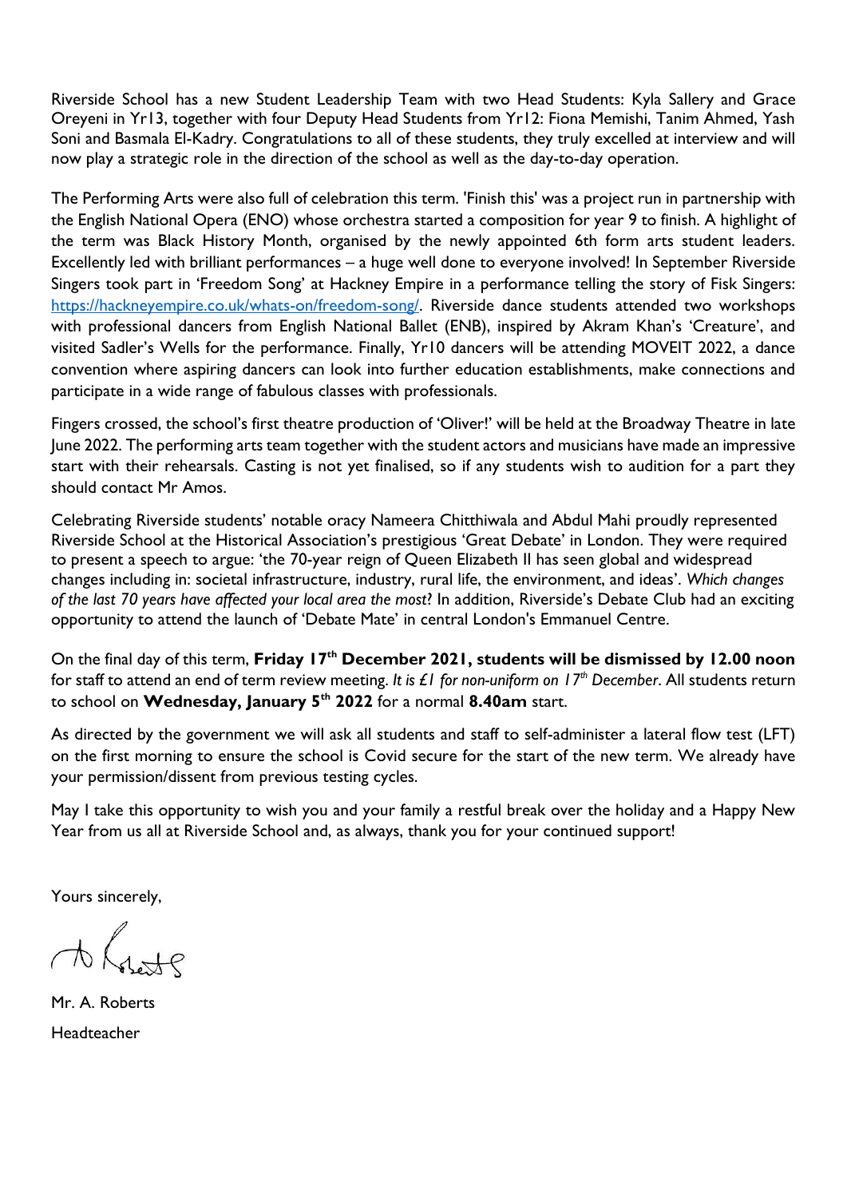Riverside School has a new Student Leadership Team with two Head Students: Kyla Sallery and Grace Oreyeni in Yr13, together with four Deputy Head Students from Yr12: Fiona Memishi, Tanim Ahmed, Yash Soni and Basmala El-Kadry. Congratulations to all of these students, they truly excelled at interview and will now play a strategic role in the direction of the school as well as the day-to-day operation.

The Performing Arts were also full of celebration this term. 'Finish this' was a project run in partnership with the English National Opera (ENO) whose orchestra started a composition for year 9 to finish. A highlight of the term was Black History Month, organised by the newly appointed 6th form arts student leaders. Excellently led with brilliant performances – a huge well done to everyone involved! In September Riverside Singers took part in 'Freedom Song' at Hackney Empire in a performance telling the story of Fisk Singers: https://hackneyempire.co.uk/whats-on/freedom-song/. Riverside dance students attended two workshops with professional dancers from English National Ballet (ENB), inspired by Akram Khan's 'Creature', and visited Sadler's Wells for the performance. Finally, Yr10 dancers will be attending MOVEIT 2022, a dance convention where aspiring dancers can look into further education establishments, make connections and participate in a wide range of fabulous classes with professionals.

Fingers crossed, the school's first theatre production of 'Oliver!' will be held at the Broadway Theatre in late June 2022. The performing arts team together with the student actors and musicians have made an impressive start with their rehearsals. Casting is not yet finalised, so if any students wish to audition for a part they should contact Mr Amos.

Celebrating Riverside students' notable oracy Nameera Chitthiwala and Abdul Mahi proudly represented Riverside School at the Historical Association's prestigious 'Great Debate' in London. They were required to present a speech to argue: 'the 70-year reign of Queen Elizabeth II has seen global and widespread changes including in: societal infrastructure, industry, rural life, the environment, and ideas'. *Which changes of the last 70 years have affected your local area the most?* In addition, Riverside's Debate Club had an exciting opportunity to attend the launch of 'Debate Mate' in central London's Emmanuel Centre.

On the final day of this term, **Friday 17th December 2021, students will be dismissed by 12.00 noon** for staff to attend an end of term review meeting. *It is £1 for non-uniform on 17th December*. All students return to school on **Wednesday, January 5th 2022** for a normal **8.40am** start.

As directed by the government we will ask all students and staff to self-administer a lateral flow test (LFT) on the first morning to ensure the school is Covid secure for the start of the new term. We already have your permission/dissent from previous testing cycles.

May I take this opportunity to wish you and your family a restful break over the holiday and a Happy New Year from us all at Riverside School and, as always, thank you for your continued support!

Yours sincerely,

Mr. A. Roberts

Headteacher